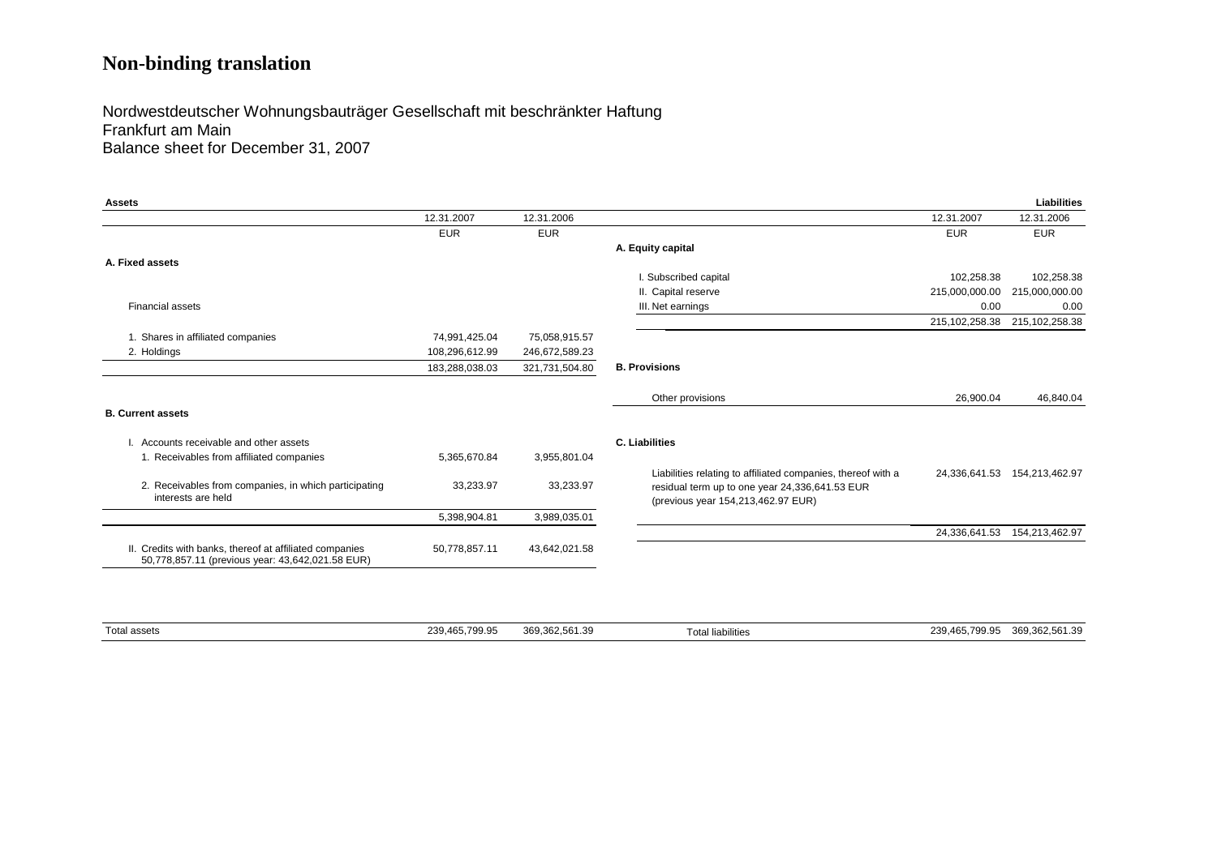# Non-binding translation

Nordwestdeutscher Wohnungsbauträger Gesellschaft mit beschränkter Haftung
Frankfurt am Main
Balance sheet for December 31, 2007

**Assets**

| | 12.31.2007 | 12.31.2006 |
|---|---|---|
| | EUR | EUR |
| **A. Fixed assets** | | |
| Financial assets | | |
| 1. Shares in affiliated companies | 74,991,425.04 | 75,058,915.57 |
| 2. Holdings | 108,296,612.99 | 246,672,589.23 |
| | 183,288,038.03 | 321,731,504.80 |
| **B. Current assets** | | |
| I. Accounts receivable and other assets | | |
| 1. Receivables from affiliated companies | 5,365,670.84 | 3,955,801.04 |
| 2. Receivables from companies, in which participating interests are held | 33,233.97 | 33,233.97 |
| | 5,398,904.81 | 3,989,035.01 |
| II. Credits with banks, thereof at affiliated companies 50,778,857.11 (previous year: 43,642,021.58 EUR) | 50,778,857.11 | 43,642,021.58 |
| Total assets | 239,465,799.95 | 369,362,561.39 |

**Liabilities**

| | 12.31.2007 | 12.31.2006 |
|---|---|---|
| | EUR | EUR |
| **A. Equity capital** | | |
| I. Subscribed capital | 102,258.38 | 102,258.38 |
| II. Capital reserve | 215,000,000.00 | 215,000,000.00 |
| III. Net earnings | 0.00 | 0.00 |
| | 215,102,258.38 | 215,102,258.38 |
| **B. Provisions** | | |
| Other provisions | 26,900.04 | 46,840.04 |
| **C. Liabilities** | | |
| Liabilities relating to affiliated companies, thereof with a residual term up to one year 24,336,641.53 EUR (previous year 154,213,462.97 EUR) | 24,336,641.53 | 154,213,462.97 |
| | 24,336,641.53 | 154,213,462.97 |
| Total liabilities | 239,465,799.95 | 369,362,561.39 |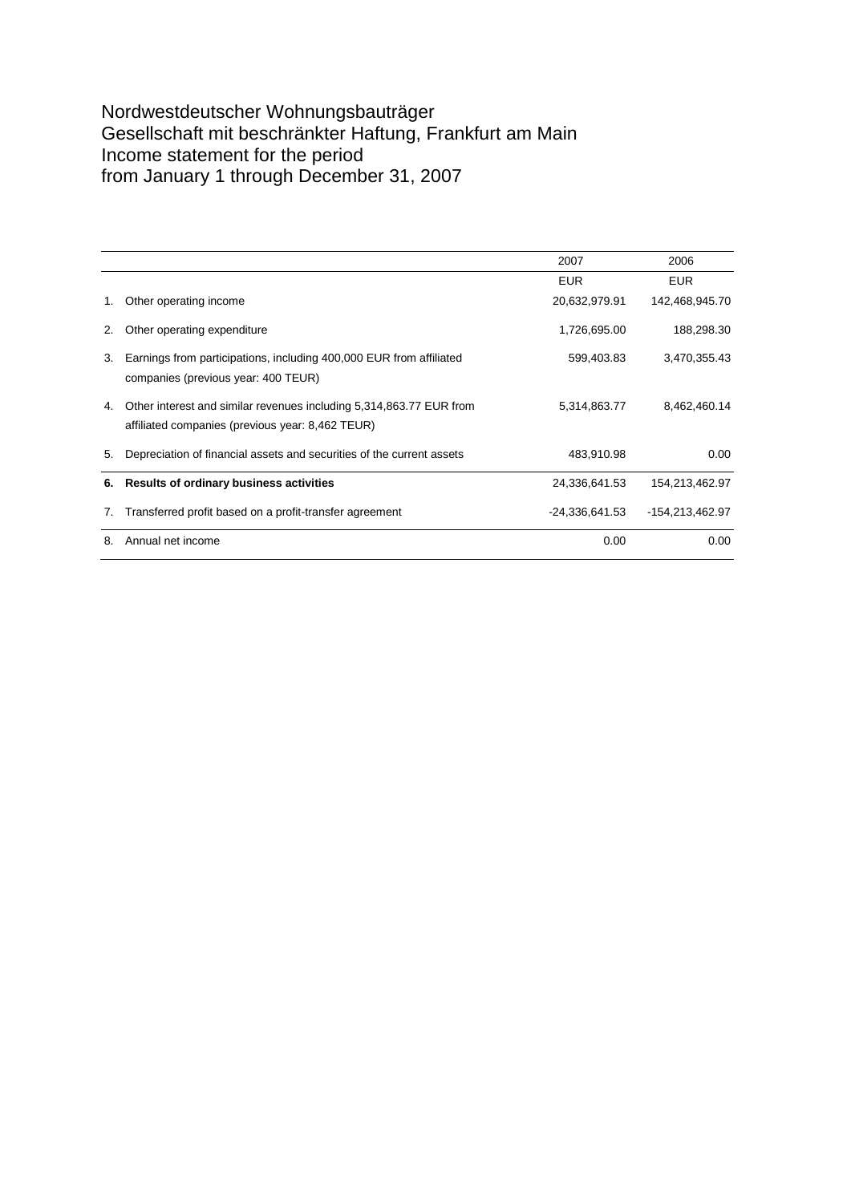# Nordwestdeutscher Wohnungsbauträger Gesellschaft mit beschränkter Haftung, Frankfurt am Main Income statement for the period from January 1 through December 31, 2007

| | | 2007 | 2006 |
|---|---|---|---|
| | | EUR | EUR |
| 1. | Other operating income | 20,632,979.91 | 142,468,945.70 |
| 2. | Other operating expenditure | 1,726,695.00 | 188,298.30 |
| 3. | Earnings from participations, including 400,000 EUR from affiliated companies (previous year: 400 TEUR) | 599,403.83 | 3,470,355.43 |
| 4. | Other interest and similar revenues including 5,314,863.77 EUR from affiliated companies (previous year: 8,462 TEUR) | 5,314,863.77 | 8,462,460.14 |
| 5. | Depreciation of financial assets and securities of the current assets | 483,910.98 | 0.00 |
| **6.** | **Results of ordinary business activities** | 24,336,641.53 | 154,213,462.97 |
| 7. | Transferred profit based on a profit-transfer agreement | -24,336,641.53 | -154,213,462.97 |
| 8. | Annual net income | 0.00 | 0.00 |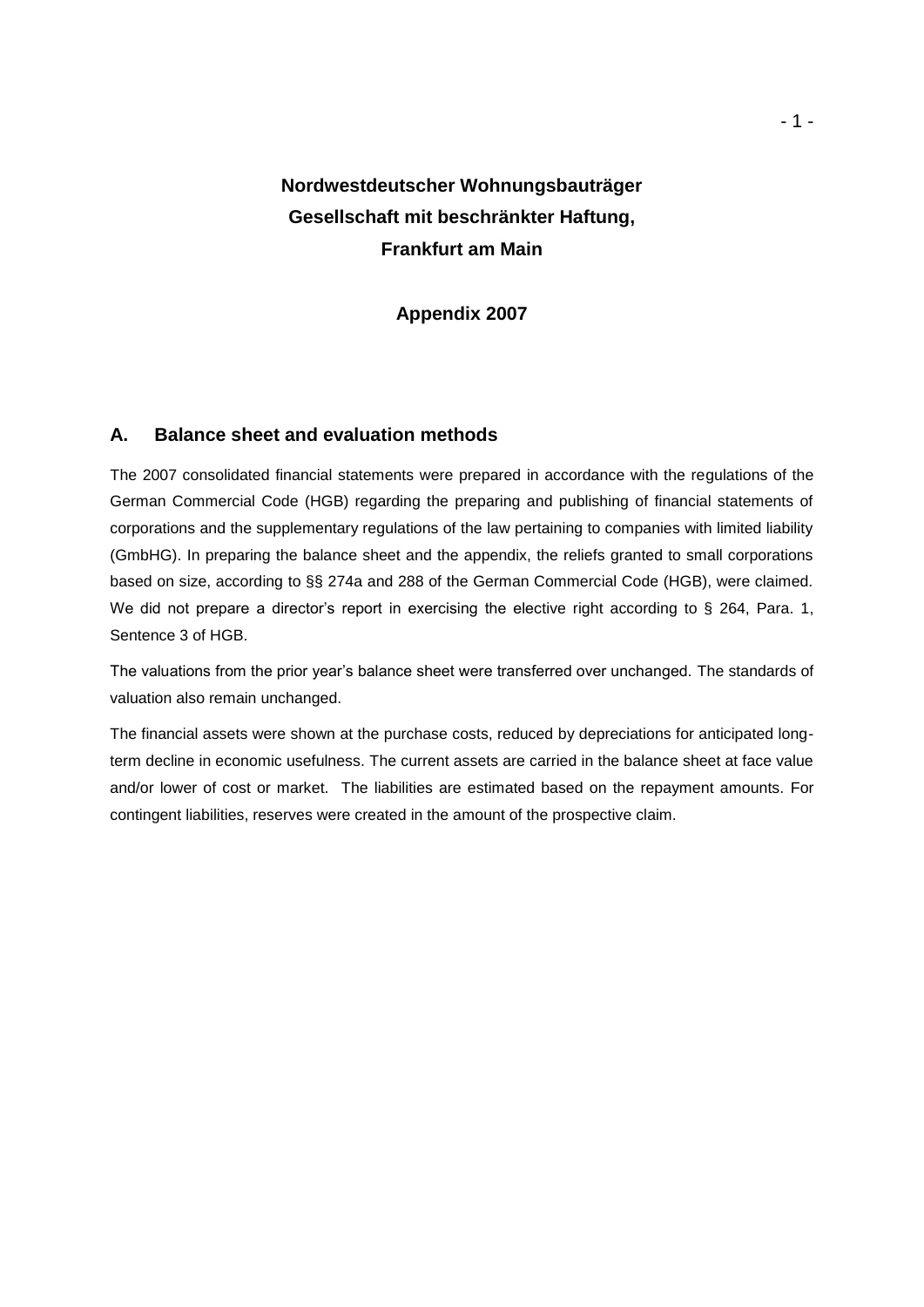# Nordwestdeutscher Wohnungsbauträger Gesellschaft mit beschränkter Haftung, Frankfurt am Main

## Appendix 2007

### A. Balance sheet and evaluation methods

The 2007 consolidated financial statements were prepared in accordance with the regulations of the German Commercial Code (HGB) regarding the preparing and publishing of financial statements of corporations and the supplementary regulations of the law pertaining to companies with limited liability (GmbHG). In preparing the balance sheet and the appendix, the reliefs granted to small corporations based on size, according to §§ 274a and 288 of the German Commercial Code (HGB), were claimed. We did not prepare a director's report in exercising the elective right according to § 264, Para. 1, Sentence 3 of HGB.

The valuations from the prior year's balance sheet were transferred over unchanged. The standards of valuation also remain unchanged.

The financial assets were shown at the purchase costs, reduced by depreciations for anticipated long-term decline in economic usefulness. The current assets are carried in the balance sheet at face value and/or lower of cost or market. The liabilities are estimated based on the repayment amounts. For contingent liabilities, reserves were created in the amount of the prospective claim.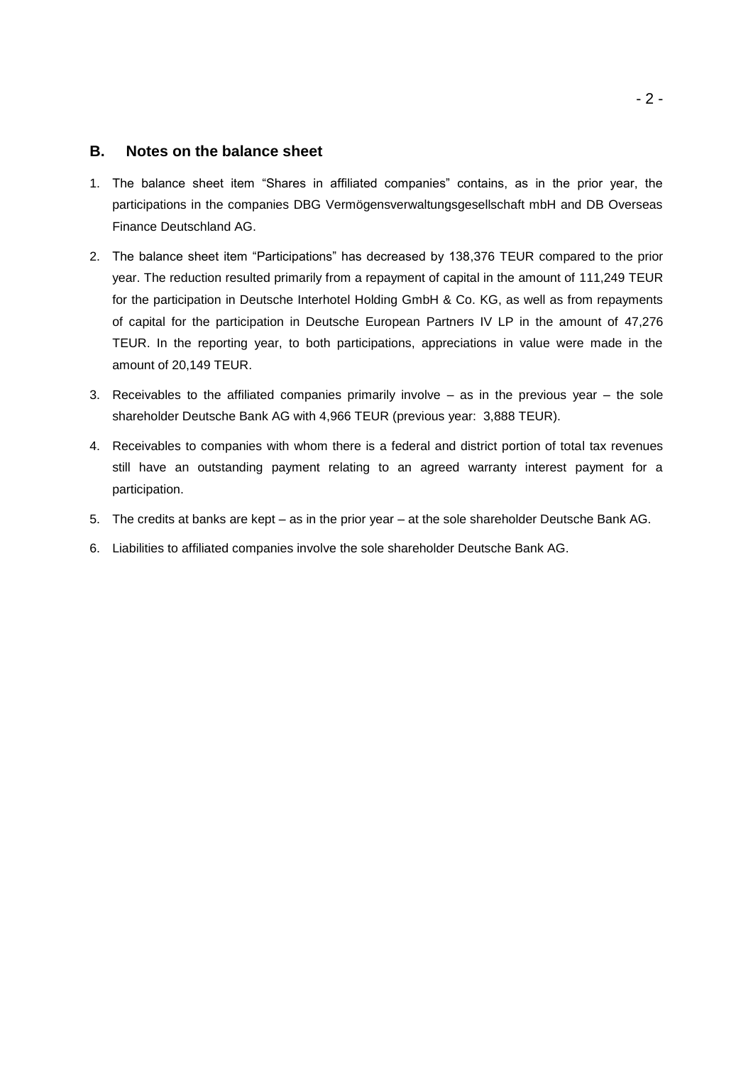## B. Notes on the balance sheet

1. The balance sheet item "Shares in affiliated companies" contains, as in the prior year, the participations in the companies DBG Vermögensverwaltungsgesellschaft mbH and DB Overseas Finance Deutschland AG.

2. The balance sheet item "Participations" has decreased by 138,376 TEUR compared to the prior year. The reduction resulted primarily from a repayment of capital in the amount of 111,249 TEUR for the participation in Deutsche Interhotel Holding GmbH & Co. KG, as well as from repayments of capital for the participation in Deutsche European Partners IV LP in the amount of 47,276 TEUR. In the reporting year, to both participations, appreciations in value were made in the amount of 20,149 TEUR.

3. Receivables to the affiliated companies primarily involve – as in the previous year – the sole shareholder Deutsche Bank AG with 4,966 TEUR (previous year: 3,888 TEUR).

4. Receivables to companies with whom there is a federal and district portion of total tax revenues still have an outstanding payment relating to an agreed warranty interest payment for a participation.

5. The credits at banks are kept – as in the prior year – at the sole shareholder Deutsche Bank AG.

6. Liabilities to affiliated companies involve the sole shareholder Deutsche Bank AG.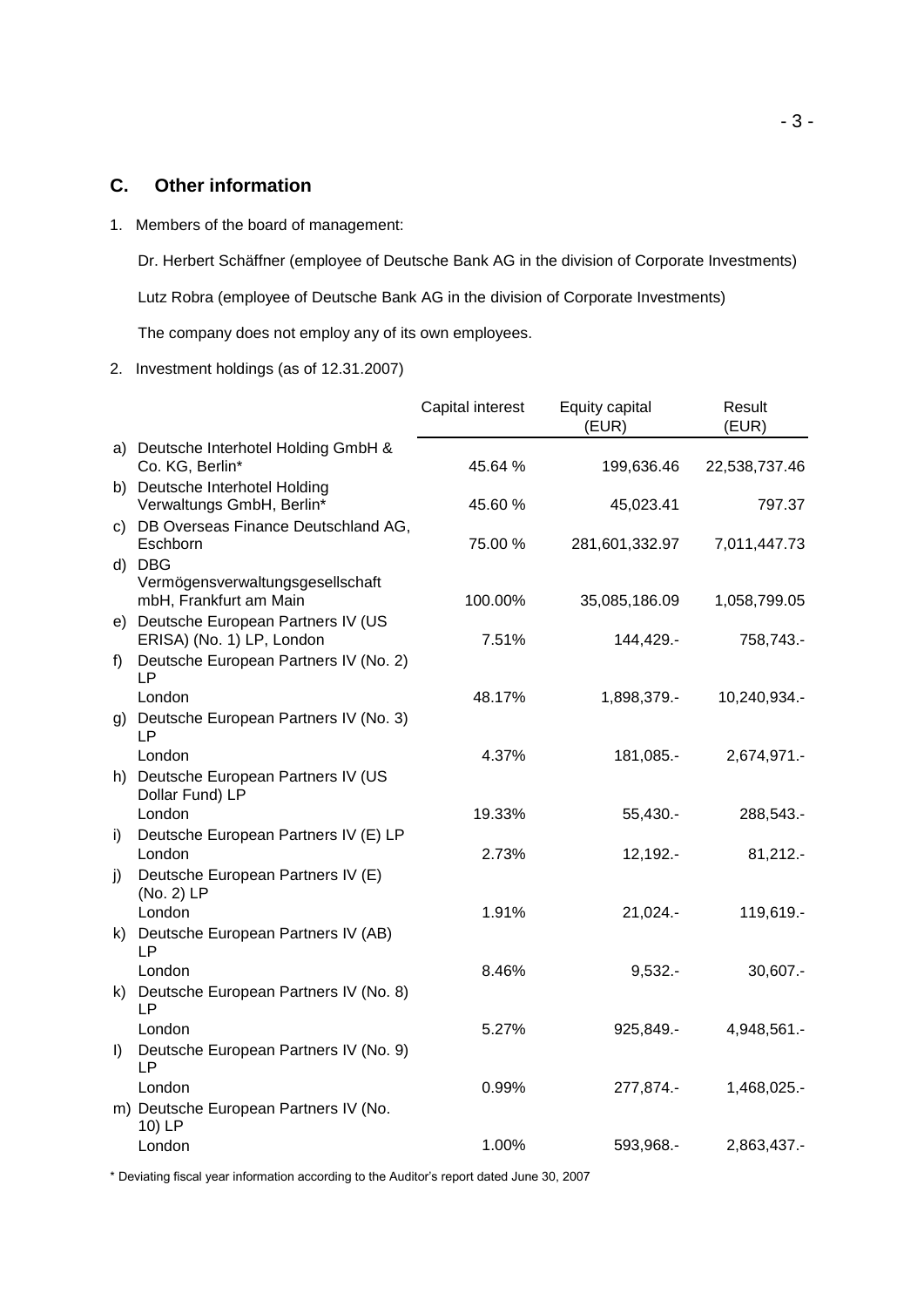## C. Other information

1. Members of the board of management:

   Dr. Herbert Schäffner (employee of Deutsche Bank AG in the division of Corporate Investments)

   Lutz Robra (employee of Deutsche Bank AG in the division of Corporate Investments)

   The company does not employ any of its own employees.

2. Investment holdings (as of 12.31.2007)

| | Capital interest | Equity capital (EUR) | Result (EUR) |
|---|---|---|---|
| a) Deutsche Interhotel Holding GmbH & Co. KG, Berlin* | 45.64 % | 199,636.46 | 22,538,737.46 |
| b) Deutsche Interhotel Holding Verwaltungs GmbH, Berlin* | 45.60 % | 45,023.41 | 797.37 |
| c) DB Overseas Finance Deutschland AG, Eschborn | 75.00 % | 281,601,332.97 | 7,011,447.73 |
| d) DBG Vermögensverwaltungsgesellschaft mbH, Frankfurt am Main | 100.00% | 35,085,186.09 | 1,058,799.05 |
| e) Deutsche European Partners IV (US ERISA) (No. 1) LP, London | 7.51% | 144,429.- | 758,743.- |
| f) Deutsche European Partners IV (No. 2) LP London | 48.17% | 1,898,379.- | 10,240,934.- |
| g) Deutsche European Partners IV (No. 3) LP London | 4.37% | 181,085.- | 2,674,971.- |
| h) Deutsche European Partners IV (US Dollar Fund) LP London | 19.33% | 55,430.- | 288,543.- |
| i) Deutsche European Partners IV (E) LP London | 2.73% | 12,192.- | 81,212.- |
| j) Deutsche European Partners IV (E) (No. 2) LP London | 1.91% | 21,024.- | 119,619.- |
| k) Deutsche European Partners IV (AB) LP London | 8.46% | 9,532.- | 30,607.- |
| k) Deutsche European Partners IV (No. 8) LP London | 5.27% | 925,849.- | 4,948,561.- |
| l) Deutsche European Partners IV (No. 9) LP London | 0.99% | 277,874.- | 1,468,025.- |
| m) Deutsche European Partners IV (No. 10) LP London | 1.00% | 593,968.- | 2,863,437.- |

* Deviating fiscal year information according to the Auditor's report dated June 30, 2007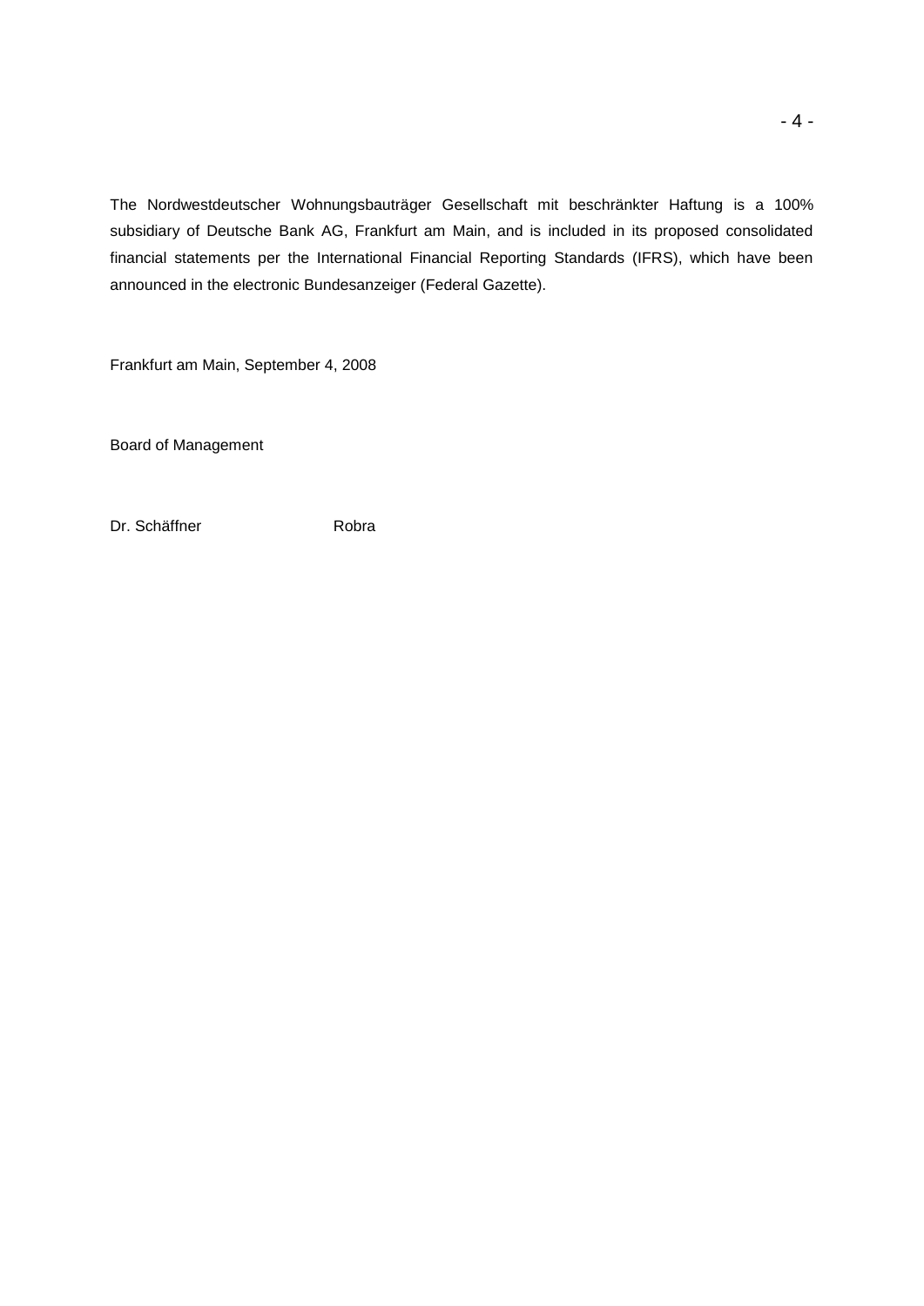The Nordwestdeutscher Wohnungsbauträger Gesellschaft mit beschränkter Haftung is a 100% subsidiary of Deutsche Bank AG, Frankfurt am Main, and is included in its proposed consolidated financial statements per the International Financial Reporting Standards (IFRS), which have been announced in the electronic Bundesanzeiger (Federal Gazette).

Frankfurt am Main, September 4, 2008

Board of Management

Dr. Schäffner Robra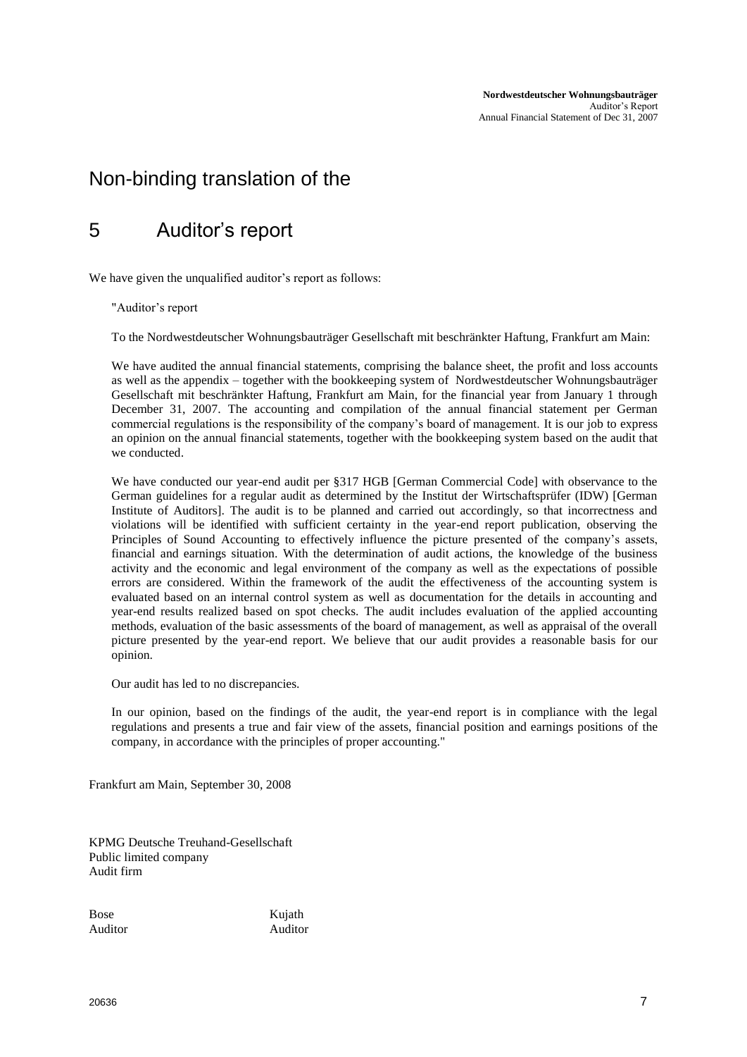# Non-binding translation of the

# 5 Auditor's report

We have given the unqualified auditor's report as follows:

"Auditor's report

To the Nordwestdeutscher Wohnungsbauträger Gesellschaft mit beschränkter Haftung, Frankfurt am Main:

We have audited the annual financial statements, comprising the balance sheet, the profit and loss accounts as well as the appendix – together with the bookkeeping system of Nordwestdeutscher Wohnungsbauträger Gesellschaft mit beschränkter Haftung, Frankfurt am Main, for the financial year from January 1 through December 31, 2007. The accounting and compilation of the annual financial statement per German commercial regulations is the responsibility of the company's board of management. It is our job to express an opinion on the annual financial statements, together with the bookkeeping system based on the audit that we conducted.

We have conducted our year-end audit per §317 HGB [German Commercial Code] with observance to the German guidelines for a regular audit as determined by the Institut der Wirtschaftsprüfer (IDW) [German Institute of Auditors]. The audit is to be planned and carried out accordingly, so that incorrectness and violations will be identified with sufficient certainty in the year-end report publication, observing the Principles of Sound Accounting to effectively influence the picture presented of the company's assets, financial and earnings situation. With the determination of audit actions, the knowledge of the business activity and the economic and legal environment of the company as well as the expectations of possible errors are considered. Within the framework of the audit the effectiveness of the accounting system is evaluated based on an internal control system as well as documentation for the details in accounting and year-end results realized based on spot checks. The audit includes evaluation of the applied accounting methods, evaluation of the basic assessments of the board of management, as well as appraisal of the overall picture presented by the year-end report. We believe that our audit provides a reasonable basis for our opinion.

Our audit has led to no discrepancies.

In our opinion, based on the findings of the audit, the year-end report is in compliance with the legal regulations and presents a true and fair view of the assets, financial position and earnings positions of the company, in accordance with the principles of proper accounting."

Frankfurt am Main, September 30, 2008

KPMG Deutsche Treuhand-Gesellschaft
Public limited company
Audit firm

Bose
Auditor

Kujath
Auditor

20636